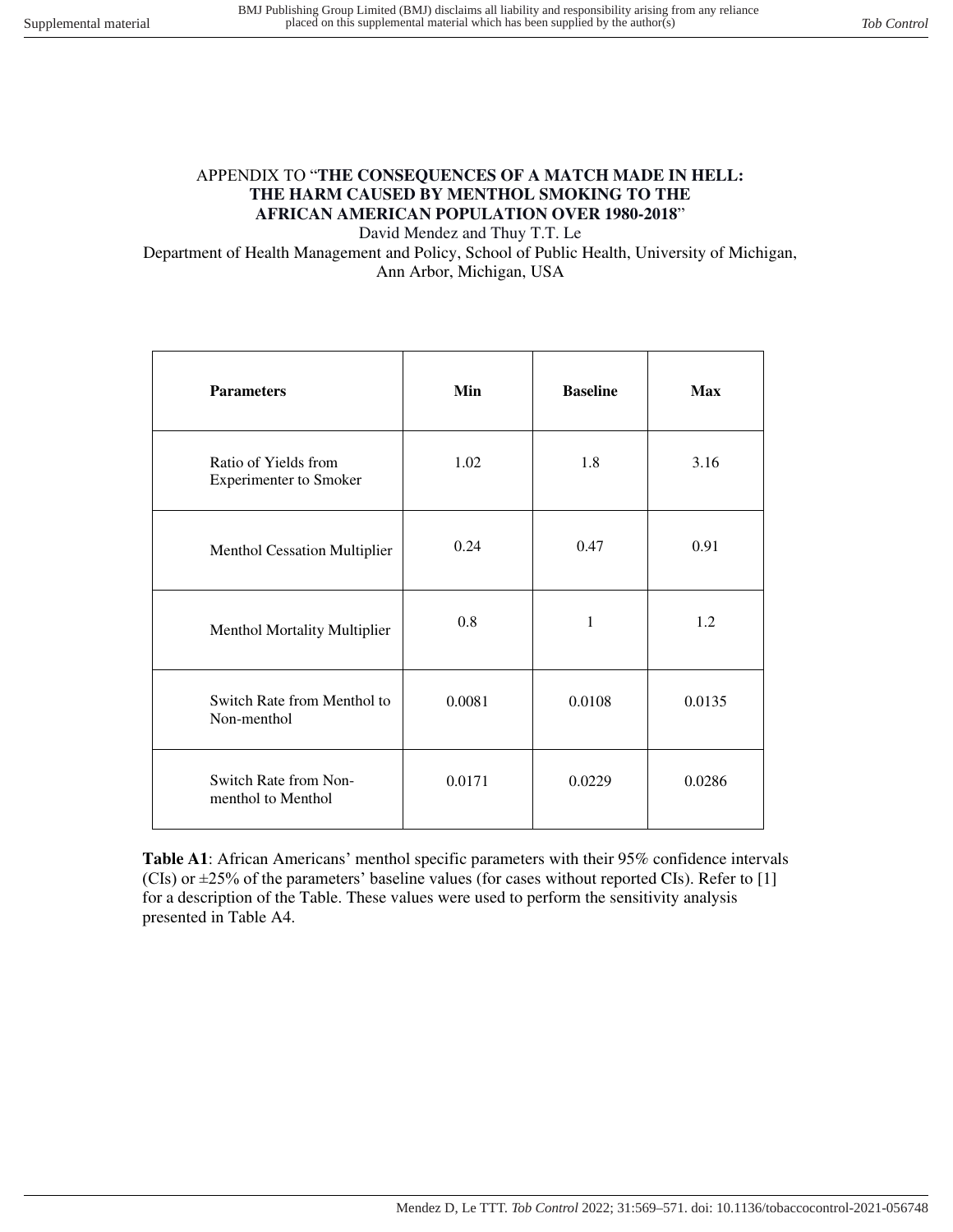APPENDIX TO "**THE CONSEQUENCES OF A MATCH MADE IN HELL: THE HARM CAUSED BY MENTHOL SMOKING TO THE AFRICAN AMERICAN POPULATION OVER 1980-2018**"

David Mendez and Thuy T.T. Le

Department of Health Management and Policy, School of Public Health, University of Michigan, Ann Arbor, Michigan, USA

| **Parameters** | **Min** | **Baseline** | **Max** |
|---|---|---|---|
| Ratio of Yields from Experimenter to Smoker | 1.02 | 1.8 | 3.16 |
| Menthol Cessation Multiplier | 0.24 | 0.47 | 0.91 |
| Menthol Mortality Multiplier | 0.8 | 1 | 1.2 |
| Switch Rate from Menthol to Non-menthol | 0.0081 | 0.0108 | 0.0135 |
| Switch Rate from Non-menthol to Menthol | 0.0171 | 0.0229 | 0.0286 |

**Table A1**: African Americans' menthol specific parameters with their 95% confidence intervals (CIs) or ±25% of the parameters' baseline values (for cases without reported CIs). Refer to [1] for a description of the Table. These values were used to perform the sensitivity analysis presented in Table A4.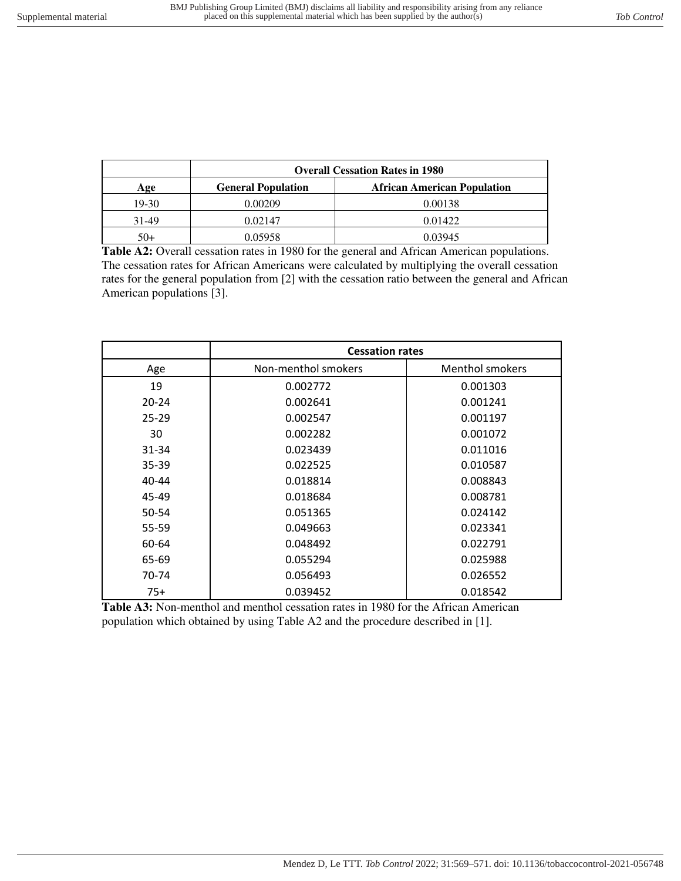| | Overall Cessation Rates in 1980 | |
|---|---|---|
| **Age** | **General Population** | **African American Population** |
| 19-30 | 0.00209 | 0.00138 |
| 31-49 | 0.02147 | 0.01422 |
| 50+ | 0.05958 | 0.03945 |

**Table A2:** Overall cessation rates in 1980 for the general and African American populations. The cessation rates for African Americans were calculated by multiplying the overall cessation rates for the general population from [2] with the cessation ratio between the general and African American populations [3].

| | Cessation rates | |
|---|---|---|
| Age | Non-menthol smokers | Menthol smokers |
| 19 | 0.002772 | 0.001303 |
| 20-24 | 0.002641 | 0.001241 |
| 25-29 | 0.002547 | 0.001197 |
| 30 | 0.002282 | 0.001072 |
| 31-34 | 0.023439 | 0.011016 |
| 35-39 | 0.022525 | 0.010587 |
| 40-44 | 0.018814 | 0.008843 |
| 45-49 | 0.018684 | 0.008781 |
| 50-54 | 0.051365 | 0.024142 |
| 55-59 | 0.049663 | 0.023341 |
| 60-64 | 0.048492 | 0.022791 |
| 65-69 | 0.055294 | 0.025988 |
| 70-74 | 0.056493 | 0.026552 |
| 75+ | 0.039452 | 0.018542 |

**Table A3:** Non-menthol and menthol cessation rates in 1980 for the African American population which obtained by using Table A2 and the procedure described in [1].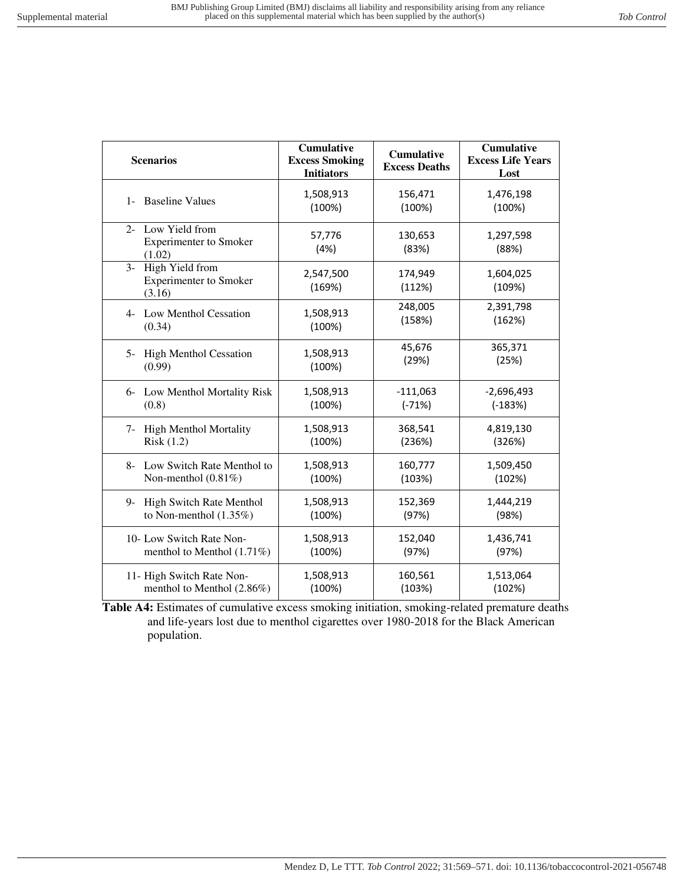| Scenarios | Cumulative Excess Smoking Initiators | Cumulative Excess Deaths | Cumulative Excess Life Years Lost |
|---|---|---|---|
| 1- Baseline Values | 1,508,913 (100%) | 156,471 (100%) | 1,476,198 (100%) |
| 2- Low Yield from Experimenter to Smoker (1.02) | 57,776 (4%) | 130,653 (83%) | 1,297,598 (88%) |
| 3- High Yield from Experimenter to Smoker (3.16) | 2,547,500 (169%) | 174,949 (112%) | 1,604,025 (109%) |
| 4- Low Menthol Cessation (0.34) | 1,508,913 (100%) | 248,005 (158%) | 2,391,798 (162%) |
| 5- High Menthol Cessation (0.99) | 1,508,913 (100%) | 45,676 (29%) | 365,371 (25%) |
| 6- Low Menthol Mortality Risk (0.8) | 1,508,913 (100%) | -111,063 (-71%) | -2,696,493 (-183%) |
| 7- High Menthol Mortality Risk (1.2) | 1,508,913 (100%) | 368,541 (236%) | 4,819,130 (326%) |
| 8- Low Switch Rate Menthol to Non-menthol (0.81%) | 1,508,913 (100%) | 160,777 (103%) | 1,509,450 (102%) |
| 9- High Switch Rate Menthol to Non-menthol (1.35%) | 1,508,913 (100%) | 152,369 (97%) | 1,444,219 (98%) |
| 10- Low Switch Rate Non-menthol to Menthol (1.71%) | 1,508,913 (100%) | 152,040 (97%) | 1,436,741 (97%) |
| 11- High Switch Rate Non-menthol to Menthol (2.86%) | 1,508,913 (100%) | 160,561 (103%) | 1,513,064 (102%) |

**Table A4:** Estimates of cumulative excess smoking initiation, smoking-related premature deaths and life-years lost due to menthol cigarettes over 1980-2018 for the Black American population.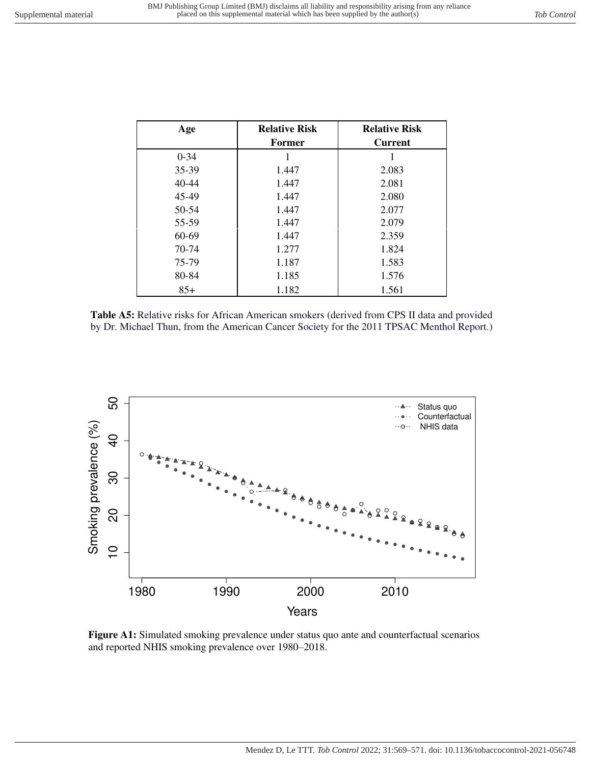| Age | Relative Risk Former | Relative Risk Current |
|---|---|---|
| 0-34 | 1 | 1 |
| 35-39 | 1.447 | 2.083 |
| 40-44 | 1.447 | 2.081 |
| 45-49 | 1.447 | 2.080 |
| 50-54 | 1.447 | 2.077 |
| 55-59 | 1.447 | 2.079 |
| 60-69 | 1.447 | 2.359 |
| 70-74 | 1.277 | 1.824 |
| 75-79 | 1.187 | 1.583 |
| 80-84 | 1.185 | 1.576 |
| 85+ | 1.182 | 1.561 |

**Table A5:** Relative risks for African American smokers (derived from CPS II data and provided by Dr. Michael Thun, from the American Cancer Society for the 2011 TPSAC Menthol Report.)

**Figure A1:** Simulated smoking prevalence under status quo ante and counterfactual scenarios and reported NHIS smoking prevalence over 1980–2018.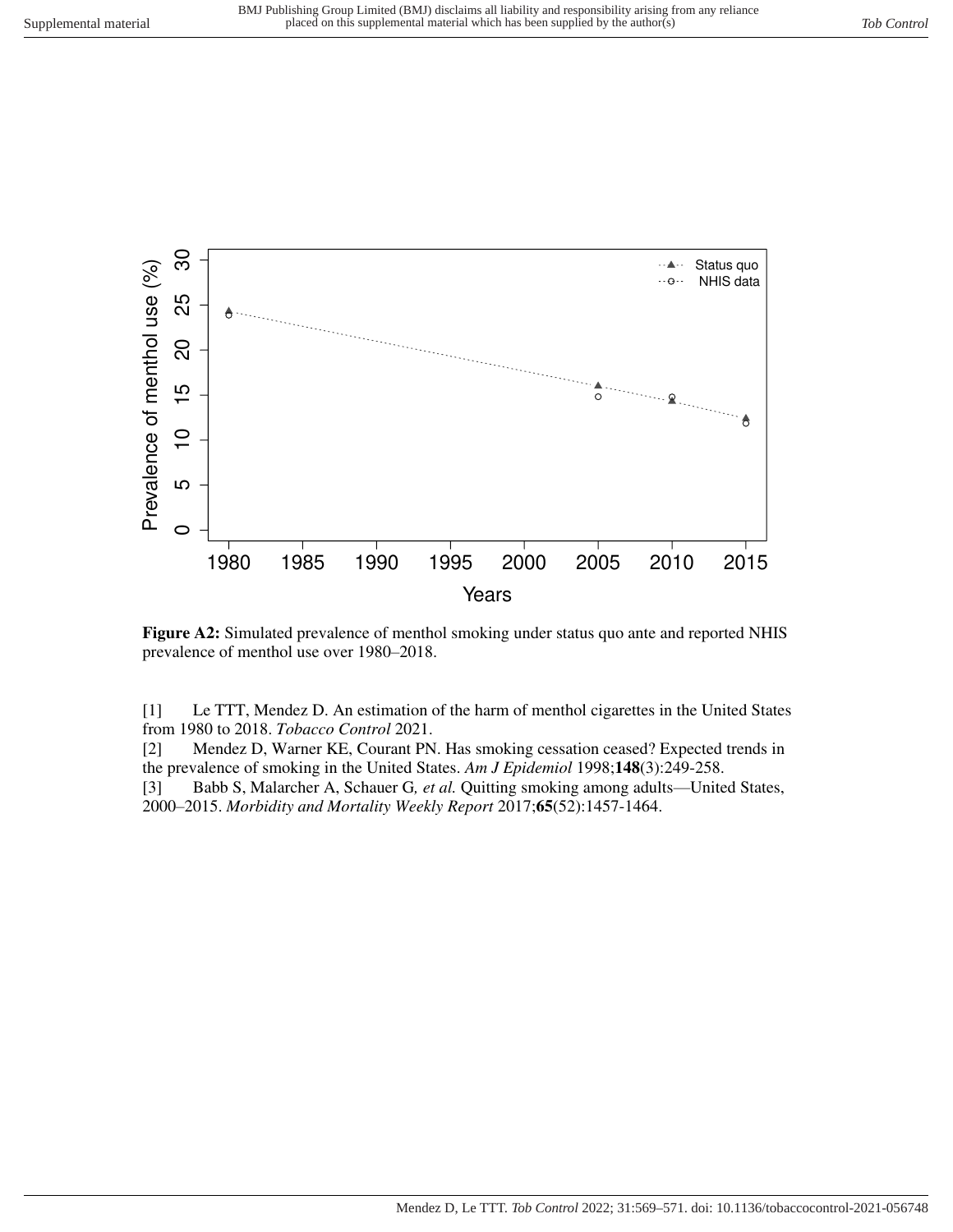Prevalence of menthol use (%)

30
25
20
15
10
5
0

1980 1985 1990 1995 2000 2005 2010 2015

Years

Status quo
NHIS data

**Figure A2:** Simulated prevalence of menthol smoking under status quo ante and reported NHIS prevalence of menthol use over 1980–2018.

[1] Le TTT, Mendez D. An estimation of the harm of menthol cigarettes in the United States from 1980 to 2018. *Tobacco Control* 2021.

[2] Mendez D, Warner KE, Courant PN. Has smoking cessation ceased? Expected trends in the prevalence of smoking in the United States. *Am J Epidemiol* 1998;**148**(3):249-258.

[3] Babb S, Malarcher A, Schauer G*, et al.* Quitting smoking among adults—United States, 2000–2015. *Morbidity and Mortality Weekly Report* 2017;**65**(52):1457-1464.